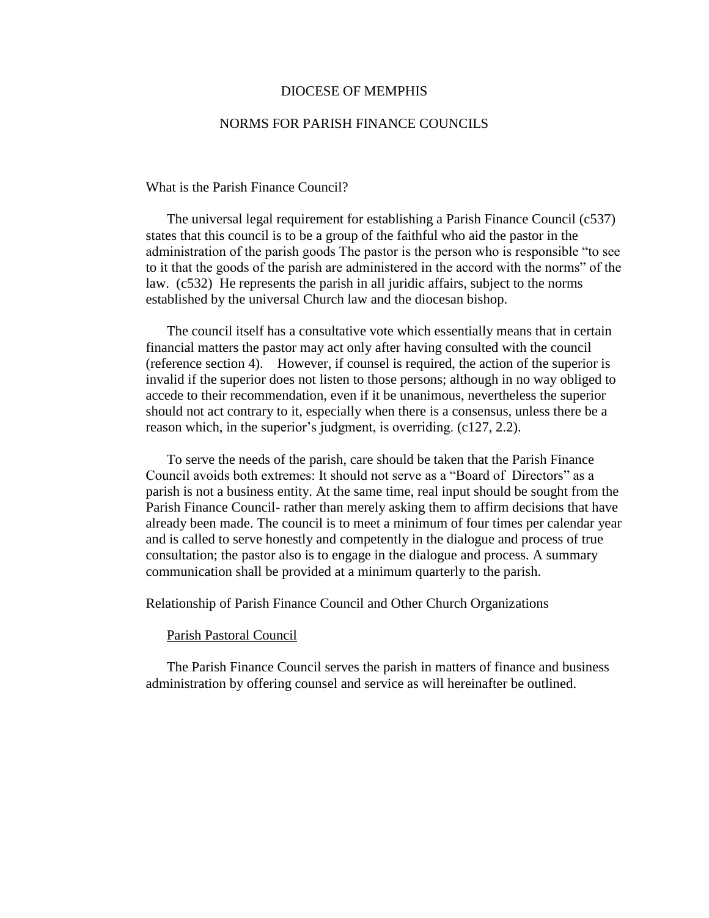# DIOCESE OF MEMPHIS

## NORMS FOR PARISH FINANCE COUNCILS

### What is the Parish Finance Council?

The universal legal requirement for establishing a Parish Finance Council (c537) states that this council is to be a group of the faithful who aid the pastor in the administration of the parish goods The pastor is the person who is responsible "to see to it that the goods of the parish are administered in the accord with the norms" of the law. (c532) He represents the parish in all juridic affairs, subject to the norms established by the universal Church law and the diocesan bishop.

The council itself has a consultative vote which essentially means that in certain financial matters the pastor may act only after having consulted with the council (reference section 4). However, if counsel is required, the action of the superior is invalid if the superior does not listen to those persons; although in no way obliged to accede to their recommendation, even if it be unanimous, nevertheless the superior should not act contrary to it, especially when there is a consensus, unless there be a reason which, in the superior's judgment, is overriding. (c127, 2.2).

To serve the needs of the parish, care should be taken that the Parish Finance Council avoids both extremes: It should not serve as a "Board of Directors" as a parish is not a business entity. At the same time, real input should be sought from the Parish Finance Council- rather than merely asking them to affirm decisions that have already been made. The council is to meet a minimum of four times per calendar year and is called to serve honestly and competently in the dialogue and process of true consultation; the pastor also is to engage in the dialogue and process. A summary communication shall be provided at a minimum quarterly to the parish.

### Relationship of Parish Finance Council and Other Church Organizations

#### Parish Pastoral Council

The Parish Finance Council serves the parish in matters of finance and business administration by offering counsel and service as will hereinafter be outlined.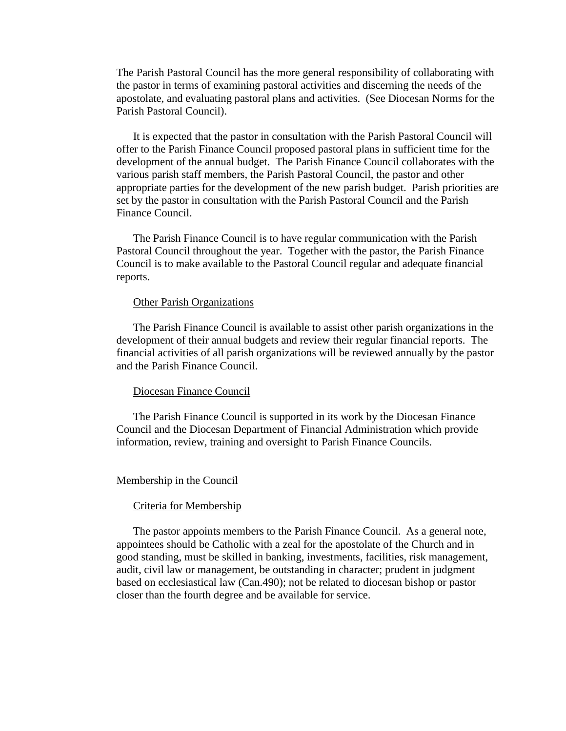The Parish Pastoral Council has the more general responsibility of collaborating with the pastor in terms of examining pastoral activities and discerning the needs of the apostolate, and evaluating pastoral plans and activities. (See Diocesan Norms for the Parish Pastoral Council).

It is expected that the pastor in consultation with the Parish Pastoral Council will offer to the Parish Finance Council proposed pastoral plans in sufficient time for the development of the annual budget. The Parish Finance Council collaborates with the various parish staff members, the Parish Pastoral Council, the pastor and other appropriate parties for the development of the new parish budget. Parish priorities are set by the pastor in consultation with the Parish Pastoral Council and the Parish Finance Council.

The Parish Finance Council is to have regular communication with the Parish Pastoral Council throughout the year. Together with the pastor, the Parish Finance Council is to make available to the Pastoral Council regular and adequate financial reports.

### Other Parish Organizations

The Parish Finance Council is available to assist other parish organizations in the development of their annual budgets and review their regular financial reports. The financial activities of all parish organizations will be reviewed annually by the pastor and the Parish Finance Council.

### Diocesan Finance Council

The Parish Finance Council is supported in its work by the Diocesan Finance Council and the Diocesan Department of Financial Administration which provide information, review, training and oversight to Parish Finance Councils.

## Membership in the Council

### Criteria for Membership

The pastor appoints members to the Parish Finance Council. As a general note, appointees should be Catholic with a zeal for the apostolate of the Church and in good standing, must be skilled in banking, investments, facilities, risk management, audit, civil law or management, be outstanding in character; prudent in judgment based on ecclesiastical law (Can.490); not be related to diocesan bishop or pastor closer than the fourth degree and be available for service.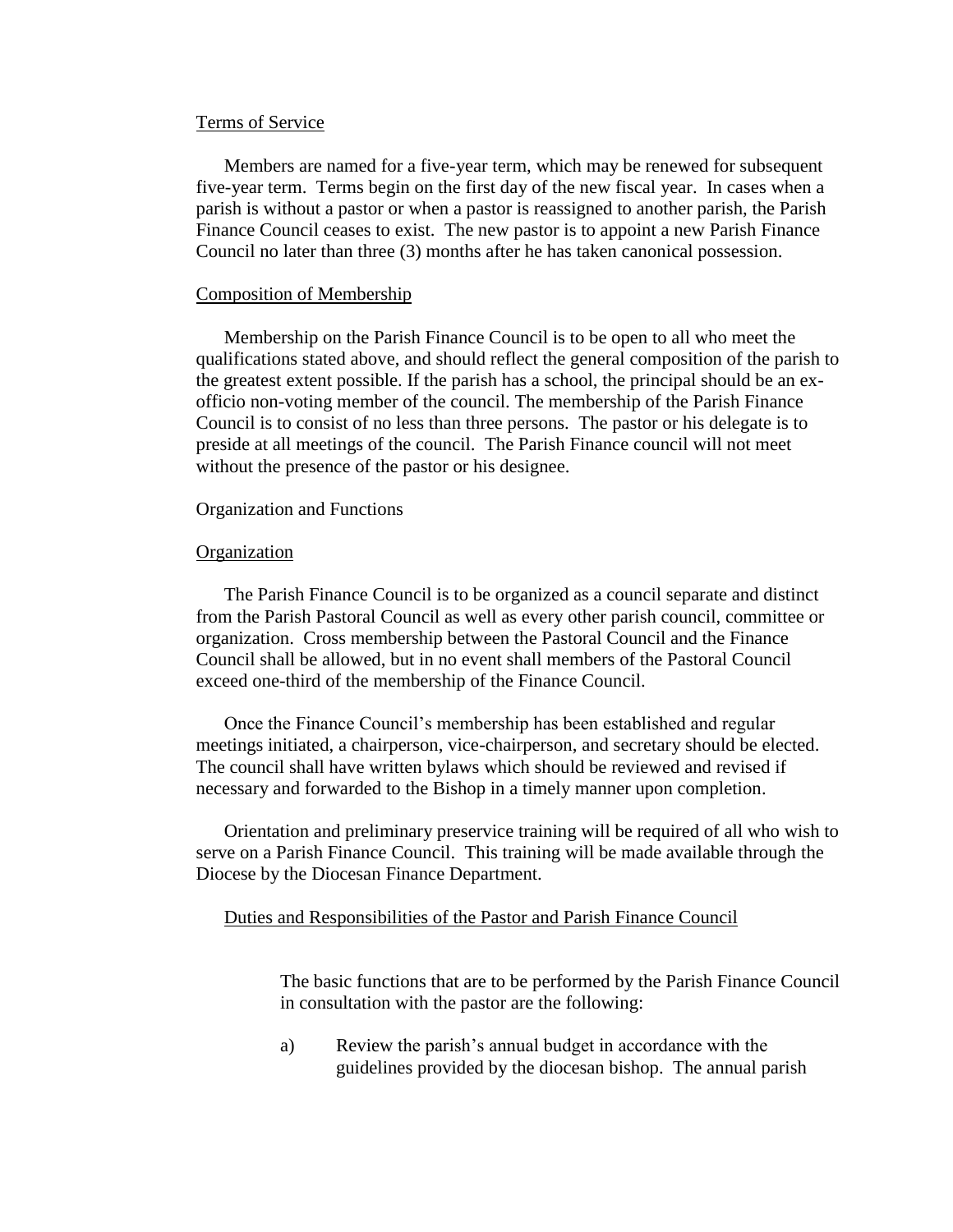<u>Terms of Service</u>

Members are named for a five-year term, which may be renewed for subsequent five-year term. Terms begin on the first day of the new fiscal year. In cases when a parish is without a pastor or when a pastor is reassigned to another parish, the Parish Finance Council ceases to exist. The new pastor is to appoint a new Parish Finance Council no later than three (3) months after he has taken canonical possession.

<u>Composition of Membership</u>

Membership on the Parish Finance Council is to be open to all who meet the qualifications stated above, and should reflect the general composition of the parish to the greatest extent possible. If the parish has a school, the principal should be an ex-officio non-voting member of the council. The membership of the Parish Finance Council is to consist of no less than three persons. The pastor or his delegate is to preside at all meetings of the council. The Parish Finance council will not meet without the presence of the pastor or his designee.

Organization and Functions

<u>Organization</u>

The Parish Finance Council is to be organized as a council separate and distinct from the Parish Pastoral Council as well as every other parish council, committee or organization. Cross membership between the Pastoral Council and the Finance Council shall be allowed, but in no event shall members of the Pastoral Council exceed one-third of the membership of the Finance Council.

Once the Finance Council's membership has been established and regular meetings initiated, a chairperson, vice-chairperson, and secretary should be elected. The council shall have written bylaws which should be reviewed and revised if necessary and forwarded to the Bishop in a timely manner upon completion.

Orientation and preliminary preservice training will be required of all who wish to serve on a Parish Finance Council. This training will be made available through the Diocese by the Diocesan Finance Department.

<u>Duties and Responsibilities of the Pastor and Parish Finance Council</u>

The basic functions that are to be performed by the Parish Finance Council in consultation with the pastor are the following:

a) Review the parish's annual budget in accordance with the guidelines provided by the diocesan bishop. The annual parish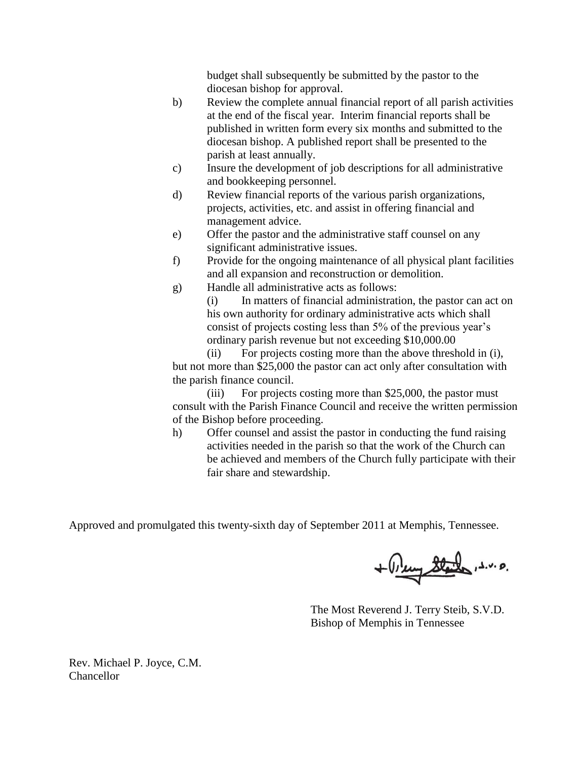budget shall subsequently be submitted by the pastor to the diocesan bishop for approval.

b) Review the complete annual financial report of all parish activities at the end of the fiscal year. Interim financial reports shall be published in written form every six months and submitted to the diocesan bishop. A published report shall be presented to the parish at least annually.

c) Insure the development of job descriptions for all administrative and bookkeeping personnel.

d) Review financial reports of the various parish organizations, projects, activities, etc. and assist in offering financial and management advice.

e) Offer the pastor and the administrative staff counsel on any significant administrative issues.

f) Provide for the ongoing maintenance of all physical plant facilities and all expansion and reconstruction or demolition.

g) Handle all administrative acts as follows:

(i) In matters of financial administration, the pastor can act on his own authority for ordinary administrative acts which shall consist of projects costing less than 5% of the previous year's ordinary parish revenue but not exceeding $10,000.00

(ii) For projects costing more than the above threshold in (i), but not more than $25,000 the pastor can act only after consultation with the parish finance council.

(iii) For projects costing more than $25,000, the pastor must consult with the Parish Finance Council and receive the written permission of the Bishop before proceeding.

h) Offer counsel and assist the pastor in conducting the fund raising activities needed in the parish so that the work of the Church can be achieved and members of the Church fully participate with their fair share and stewardship.

Approved and promulgated this twenty-sixth day of September 2011 at Memphis, Tennessee.

+Terry Steib, S.V.D.

The Most Reverend J. Terry Steib, S.V.D.
Bishop of Memphis in Tennessee

Rev. Michael P. Joyce, C.M.
Chancellor